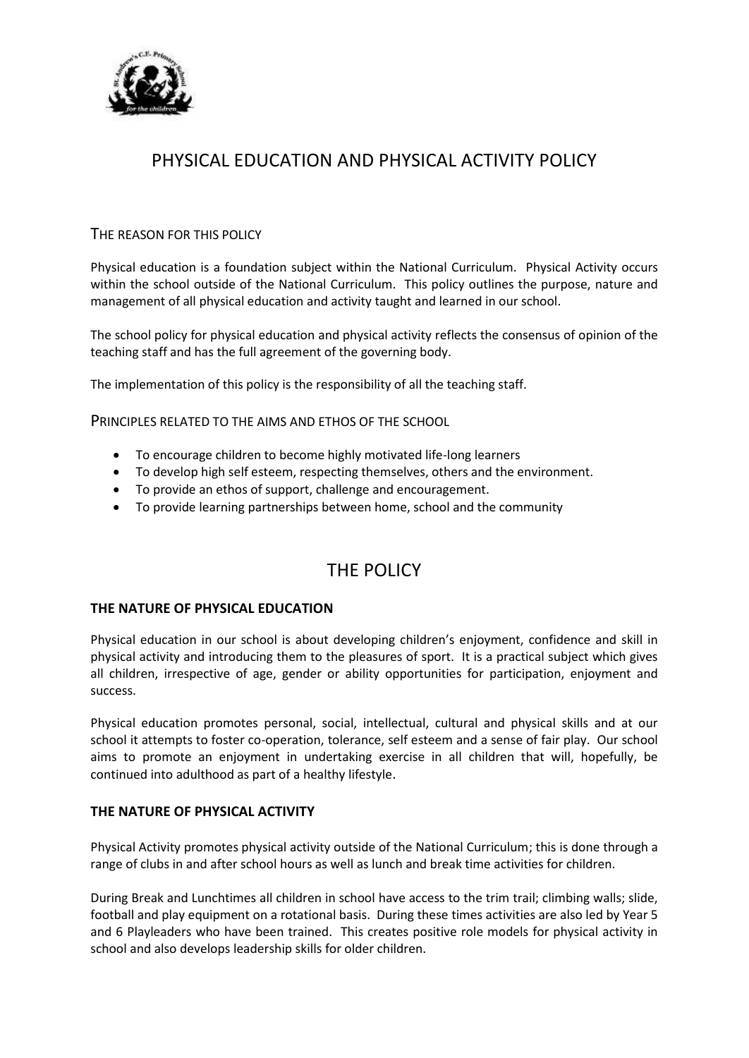# PHYSICAL EDUCATION AND PHYSICAL ACTIVITY POLICY

## THE REASON FOR THIS POLICY

Physical education is a foundation subject within the National Curriculum. Physical Activity occurs within the school outside of the National Curriculum. This policy outlines the purpose, nature and management of all physical education and activity taught and learned in our school.

The school policy for physical education and physical activity reflects the consensus of opinion of the teaching staff and has the full agreement of the governing body.

The implementation of this policy is the responsibility of all the teaching staff.

## PRINCIPLES RELATED TO THE AIMS AND ETHOS OF THE SCHOOL

- To encourage children to become highly motivated life-long learners
- To develop high self esteem, respecting themselves, others and the environment.
- To provide an ethos of support, challenge and encouragement.
- To provide learning partnerships between home, school and the community

# THE POLICY

### THE NATURE OF PHYSICAL EDUCATION

Physical education in our school is about developing children's enjoyment, confidence and skill in physical activity and introducing them to the pleasures of sport. It is a practical subject which gives all children, irrespective of age, gender or ability opportunities for participation, enjoyment and success.

Physical education promotes personal, social, intellectual, cultural and physical skills and at our school it attempts to foster co-operation, tolerance, self esteem and a sense of fair play. Our school aims to promote an enjoyment in undertaking exercise in all children that will, hopefully, be continued into adulthood as part of a healthy lifestyle.

### THE NATURE OF PHYSICAL ACTIVITY

Physical Activity promotes physical activity outside of the National Curriculum; this is done through a range of clubs in and after school hours as well as lunch and break time activities for children.

During Break and Lunchtimes all children in school have access to the trim trail; climbing walls; slide, football and play equipment on a rotational basis. During these times activities are also led by Year 5 and 6 Playleaders who have been trained. This creates positive role models for physical activity in school and also develops leadership skills for older children.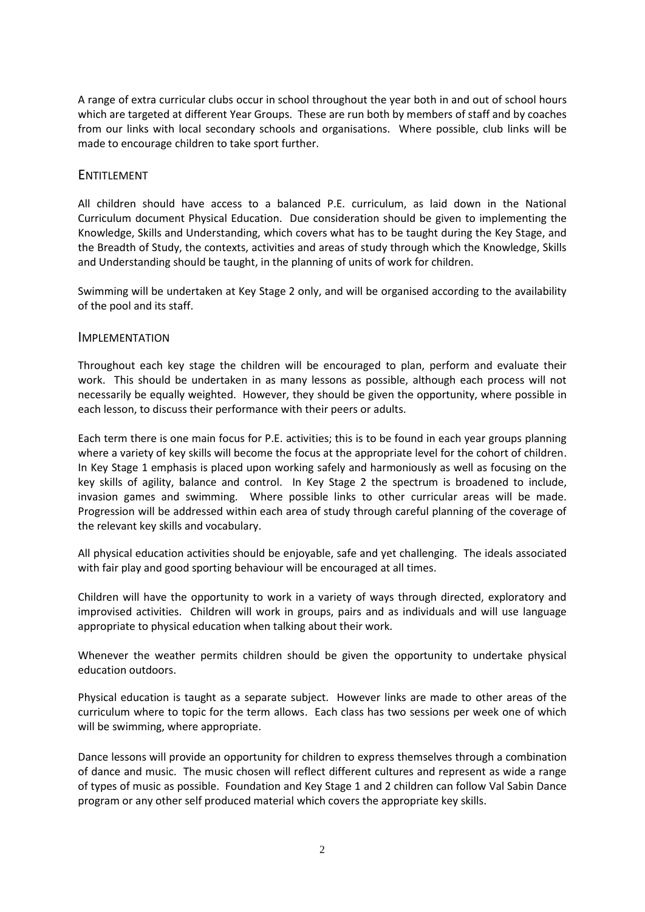A range of extra curricular clubs occur in school throughout the year both in and out of school hours which are targeted at different Year Groups. These are run both by members of staff and by coaches from our links with local secondary schools and organisations. Where possible, club links will be made to encourage children to take sport further.

## Entitlement

All children should have access to a balanced P.E. curriculum, as laid down in the National Curriculum document Physical Education. Due consideration should be given to implementing the Knowledge, Skills and Understanding, which covers what has to be taught during the Key Stage, and the Breadth of Study, the contexts, activities and areas of study through which the Knowledge, Skills and Understanding should be taught, in the planning of units of work for children.

Swimming will be undertaken at Key Stage 2 only, and will be organised according to the availability of the pool and its staff.

## Implementation

Throughout each key stage the children will be encouraged to plan, perform and evaluate their work. This should be undertaken in as many lessons as possible, although each process will not necessarily be equally weighted. However, they should be given the opportunity, where possible in each lesson, to discuss their performance with their peers or adults.

Each term there is one main focus for P.E. activities; this is to be found in each year groups planning where a variety of key skills will become the focus at the appropriate level for the cohort of children. In Key Stage 1 emphasis is placed upon working safely and harmoniously as well as focusing on the key skills of agility, balance and control. In Key Stage 2 the spectrum is broadened to include, invasion games and swimming. Where possible links to other curricular areas will be made. Progression will be addressed within each area of study through careful planning of the coverage of the relevant key skills and vocabulary.

All physical education activities should be enjoyable, safe and yet challenging. The ideals associated with fair play and good sporting behaviour will be encouraged at all times.

Children will have the opportunity to work in a variety of ways through directed, exploratory and improvised activities. Children will work in groups, pairs and as individuals and will use language appropriate to physical education when talking about their work.

Whenever the weather permits children should be given the opportunity to undertake physical education outdoors.

Physical education is taught as a separate subject. However links are made to other areas of the curriculum where to topic for the term allows. Each class has two sessions per week one of which will be swimming, where appropriate.

Dance lessons will provide an opportunity for children to express themselves through a combination of dance and music. The music chosen will reflect different cultures and represent as wide a range of types of music as possible. Foundation and Key Stage 1 and 2 children can follow Val Sabin Dance program or any other self produced material which covers the appropriate key skills.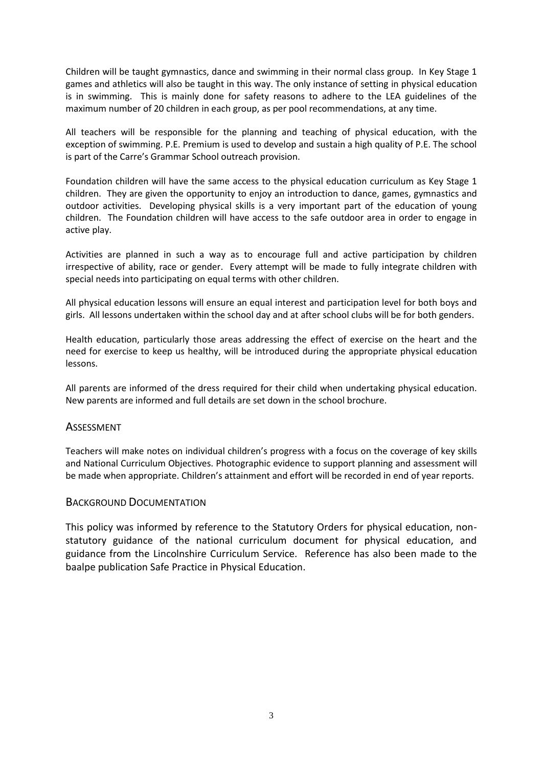Children will be taught gymnastics, dance and swimming in their normal class group. In Key Stage 1 games and athletics will also be taught in this way. The only instance of setting in physical education is in swimming. This is mainly done for safety reasons to adhere to the LEA guidelines of the maximum number of 20 children in each group, as per pool recommendations, at any time.

All teachers will be responsible for the planning and teaching of physical education, with the exception of swimming. P.E. Premium is used to develop and sustain a high quality of P.E. The school is part of the Carre's Grammar School outreach provision.

Foundation children will have the same access to the physical education curriculum as Key Stage 1 children. They are given the opportunity to enjoy an introduction to dance, games, gymnastics and outdoor activities. Developing physical skills is a very important part of the education of young children. The Foundation children will have access to the safe outdoor area in order to engage in active play.

Activities are planned in such a way as to encourage full and active participation by children irrespective of ability, race or gender. Every attempt will be made to fully integrate children with special needs into participating on equal terms with other children.

All physical education lessons will ensure an equal interest and participation level for both boys and girls. All lessons undertaken within the school day and at after school clubs will be for both genders.

Health education, particularly those areas addressing the effect of exercise on the heart and the need for exercise to keep us healthy, will be introduced during the appropriate physical education lessons.

All parents are informed of the dress required for their child when undertaking physical education. New parents are informed and full details are set down in the school brochure.

## Assessment

Teachers will make notes on individual children's progress with a focus on the coverage of key skills and National Curriculum Objectives. Photographic evidence to support planning and assessment will be made when appropriate. Children's attainment and effort will be recorded in end of year reports.

## Background Documentation

This policy was informed by reference to the Statutory Orders for physical education, non-statutory guidance of the national curriculum document for physical education, and guidance from the Lincolnshire Curriculum Service. Reference has also been made to the baalpe publication Safe Practice in Physical Education.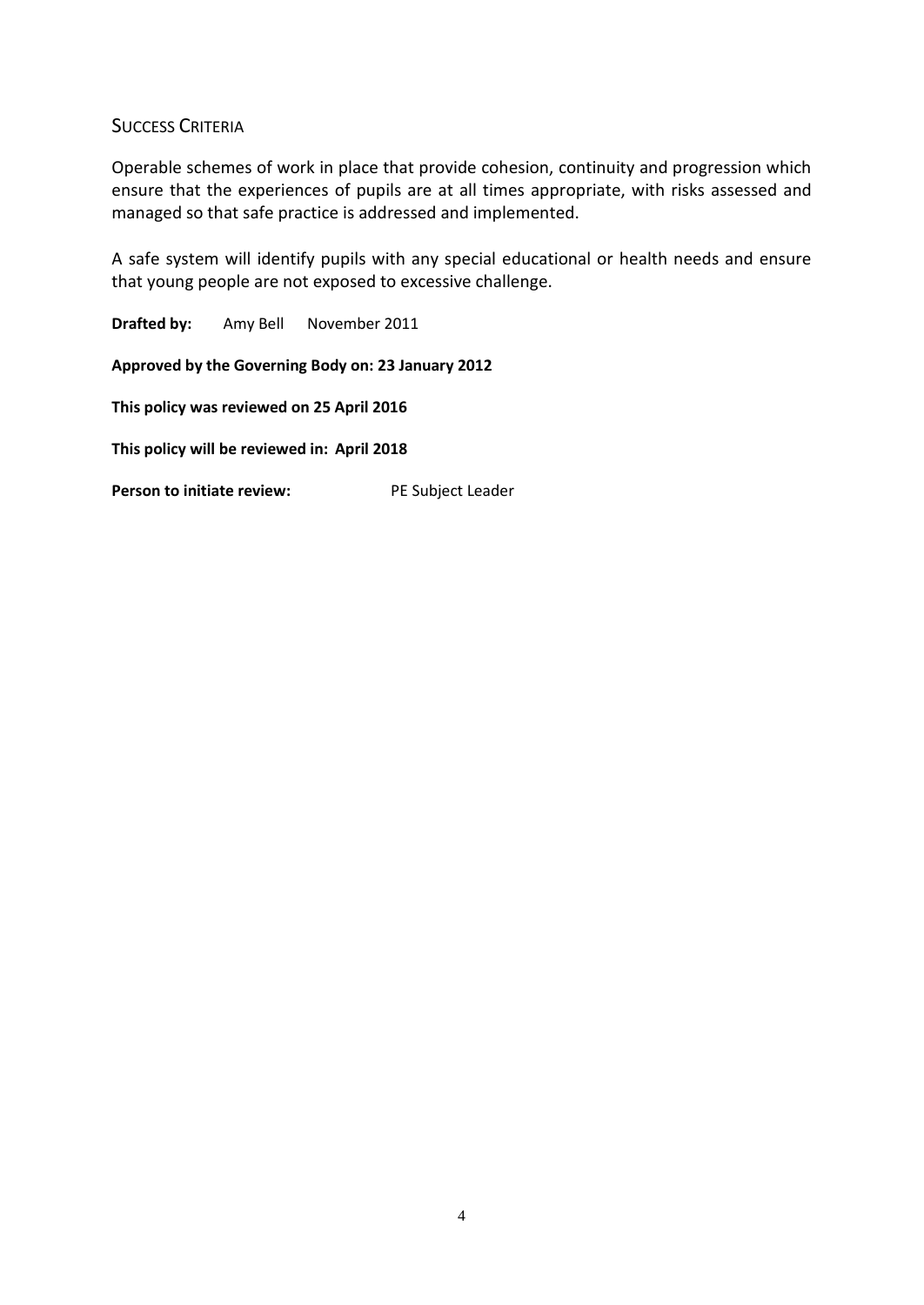## SUCCESS CRITERIA

Operable schemes of work in place that provide cohesion, continuity and progression which ensure that the experiences of pupils are at all times appropriate, with risks assessed and managed so that safe practice is addressed and implemented.

A safe system will identify pupils with any special educational or health needs and ensure that young people are not exposed to excessive challenge.

**Drafted by:** Amy Bell November 2011

**Approved by the Governing Body on: 23 January 2012**

**This policy was reviewed on 25 April 2016**

**This policy will be reviewed in: April 2018**

**Person to initiate review:** PE Subject Leader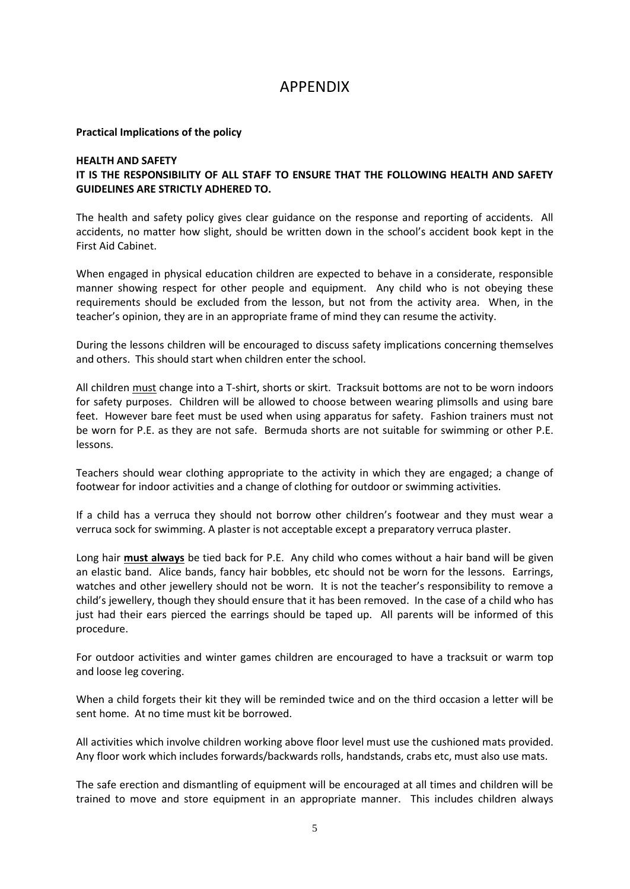# APPENDIX

**Practical Implications of the policy**

**HEALTH AND SAFETY**
**IT IS THE RESPONSIBILITY OF ALL STAFF TO ENSURE THAT THE FOLLOWING HEALTH AND SAFETY GUIDELINES ARE STRICTLY ADHERED TO.**

The health and safety policy gives clear guidance on the response and reporting of accidents. All accidents, no matter how slight, should be written down in the school's accident book kept in the First Aid Cabinet.

When engaged in physical education children are expected to behave in a considerate, responsible manner showing respect for other people and equipment. Any child who is not obeying these requirements should be excluded from the lesson, but not from the activity area. When, in the teacher's opinion, they are in an appropriate frame of mind they can resume the activity.

During the lessons children will be encouraged to discuss safety implications concerning themselves and others. This should start when children enter the school.

All children <u>must</u> change into a T-shirt, shorts or skirt. Tracksuit bottoms are not to be worn indoors for safety purposes. Children will be allowed to choose between wearing plimsolls and using bare feet. However bare feet must be used when using apparatus for safety. Fashion trainers must not be worn for P.E. as they are not safe. Bermuda shorts are not suitable for swimming or other P.E. lessons.

Teachers should wear clothing appropriate to the activity in which they are engaged; a change of footwear for indoor activities and a change of clothing for outdoor or swimming activities.

If a child has a verruca they should not borrow other children's footwear and they must wear a verruca sock for swimming. A plaster is not acceptable except a preparatory verruca plaster.

Long hair **<u>must always</u>** be tied back for P.E. Any child who comes without a hair band will be given an elastic band. Alice bands, fancy hair bobbles, etc should not be worn for the lessons. Earrings, watches and other jewellery should not be worn. It is not the teacher's responsibility to remove a child's jewellery, though they should ensure that it has been removed. In the case of a child who has just had their ears pierced the earrings should be taped up. All parents will be informed of this procedure.

For outdoor activities and winter games children are encouraged to have a tracksuit or warm top and loose leg covering.

When a child forgets their kit they will be reminded twice and on the third occasion a letter will be sent home. At no time must kit be borrowed.

All activities which involve children working above floor level must use the cushioned mats provided. Any floor work which includes forwards/backwards rolls, handstands, crabs etc, must also use mats.

The safe erection and dismantling of equipment will be encouraged at all times and children will be trained to move and store equipment in an appropriate manner. This includes children always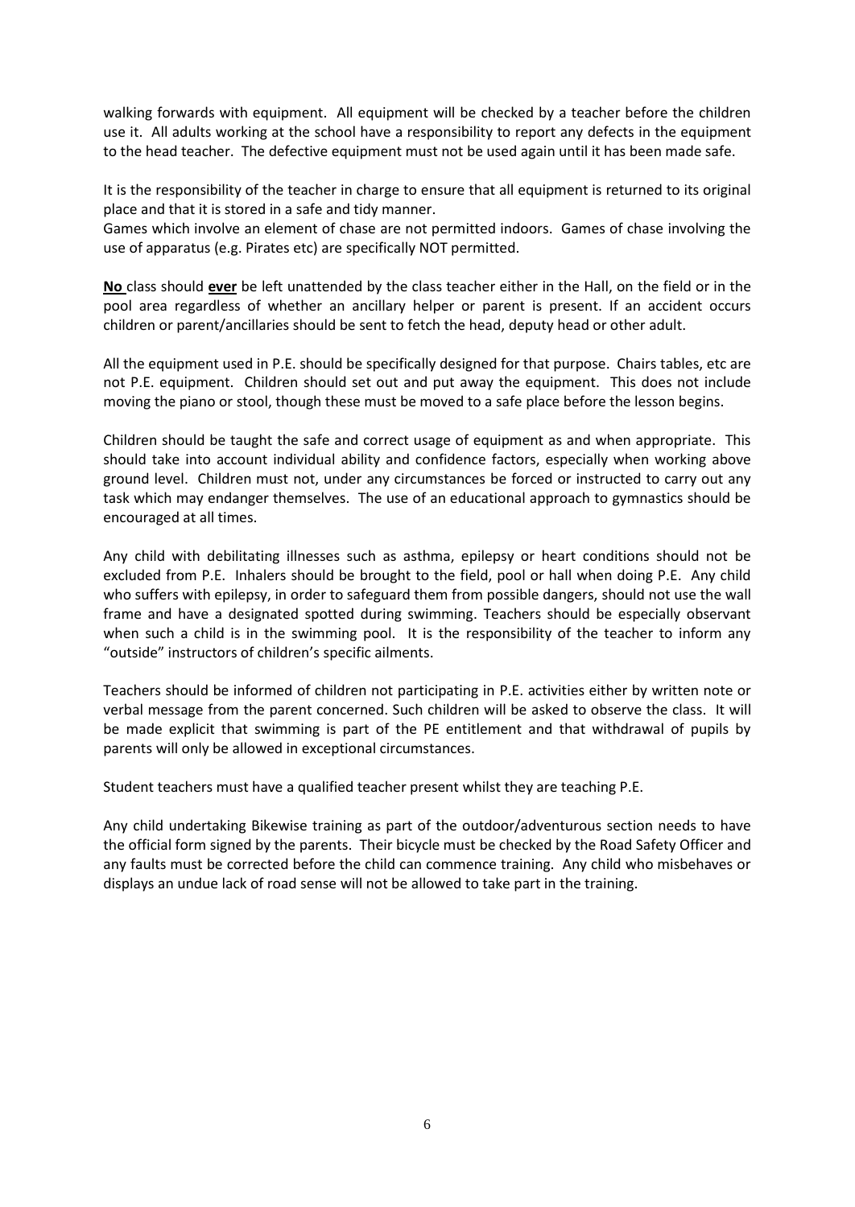walking forwards with equipment. All equipment will be checked by a teacher before the children use it. All adults working at the school have a responsibility to report any defects in the equipment to the head teacher. The defective equipment must not be used again until it has been made safe.

It is the responsibility of the teacher in charge to ensure that all equipment is returned to its original place and that it is stored in a safe and tidy manner.
Games which involve an element of chase are not permitted indoors. Games of chase involving the use of apparatus (e.g. Pirates etc) are specifically NOT permitted.

**No** class should **ever** be left unattended by the class teacher either in the Hall, on the field or in the pool area regardless of whether an ancillary helper or parent is present. If an accident occurs children or parent/ancillaries should be sent to fetch the head, deputy head or other adult.

All the equipment used in P.E. should be specifically designed for that purpose. Chairs tables, etc are not P.E. equipment. Children should set out and put away the equipment. This does not include moving the piano or stool, though these must be moved to a safe place before the lesson begins.

Children should be taught the safe and correct usage of equipment as and when appropriate. This should take into account individual ability and confidence factors, especially when working above ground level. Children must not, under any circumstances be forced or instructed to carry out any task which may endanger themselves. The use of an educational approach to gymnastics should be encouraged at all times.

Any child with debilitating illnesses such as asthma, epilepsy or heart conditions should not be excluded from P.E. Inhalers should be brought to the field, pool or hall when doing P.E. Any child who suffers with epilepsy, in order to safeguard them from possible dangers, should not use the wall frame and have a designated spotted during swimming. Teachers should be especially observant when such a child is in the swimming pool. It is the responsibility of the teacher to inform any "outside" instructors of children's specific ailments.

Teachers should be informed of children not participating in P.E. activities either by written note or verbal message from the parent concerned. Such children will be asked to observe the class. It will be made explicit that swimming is part of the PE entitlement and that withdrawal of pupils by parents will only be allowed in exceptional circumstances.

Student teachers must have a qualified teacher present whilst they are teaching P.E.

Any child undertaking Bikewise training as part of the outdoor/adventurous section needs to have the official form signed by the parents. Their bicycle must be checked by the Road Safety Officer and any faults must be corrected before the child can commence training. Any child who misbehaves or displays an undue lack of road sense will not be allowed to take part in the training.